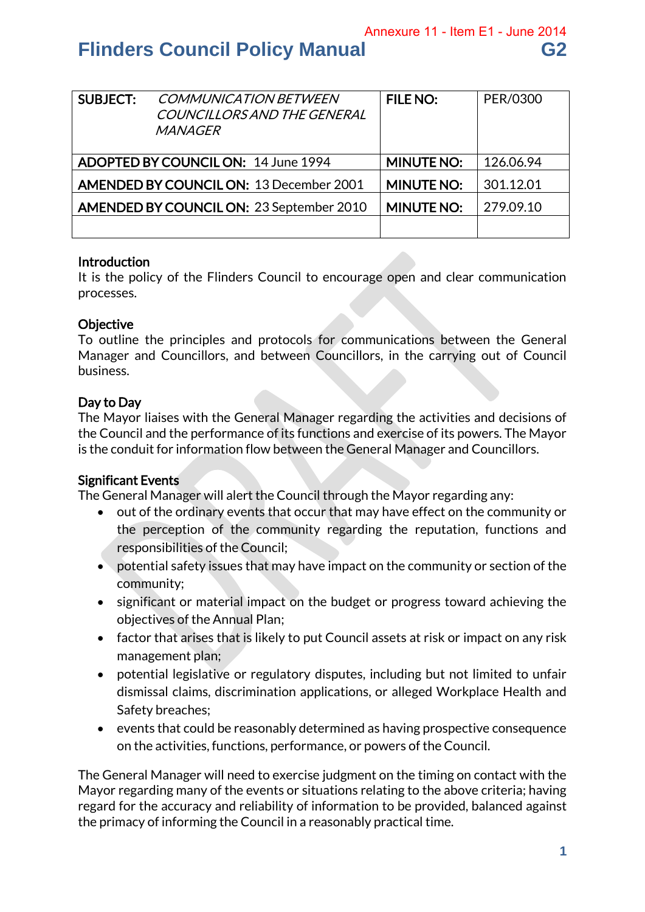Annexure 11 - Item E1 - June 2014

# Flinders Council Policy Manual G2

| SUBJECT: *COMMUNICATION BETWEEN COUNCILLORS AND THE GENERAL MANAGER* | FILE NO: | PER/0300 |
|---|---|---|
| **ADOPTED BY COUNCIL ON:** 14 June 1994 | **MINUTE NO:** | 126.06.94 |
| **AMENDED BY COUNCIL ON:** 13 December 2001 | **MINUTE NO:** | 301.12.01 |
| **AMENDED BY COUNCIL ON:** 23 September 2010 | **MINUTE NO:** | 279.09.10 |
| | | |

**Introduction**
It is the policy of the Flinders Council to encourage open and clear communication processes.

**Objective**
To outline the principles and protocols for communications between the General Manager and Councillors, and between Councillors, in the carrying out of Council business.

**Day to Day**
The Mayor liaises with the General Manager regarding the activities and decisions of the Council and the performance of its functions and exercise of its powers. The Mayor is the conduit for information flow between the General Manager and Councillors.

**Significant Events**
The General Manager will alert the Council through the Mayor regarding any:

- out of the ordinary events that occur that may have effect on the community or the perception of the community regarding the reputation, functions and responsibilities of the Council;
- potential safety issues that may have impact on the community or section of the community;
- significant or material impact on the budget or progress toward achieving the objectives of the Annual Plan;
- factor that arises that is likely to put Council assets at risk or impact on any risk management plan;
- potential legislative or regulatory disputes, including but not limited to unfair dismissal claims, discrimination applications, or alleged Workplace Health and Safety breaches;
- events that could be reasonably determined as having prospective consequence on the activities, functions, performance, or powers of the Council.

The General Manager will need to exercise judgment on the timing on contact with the Mayor regarding many of the events or situations relating to the above criteria; having regard for the accuracy and reliability of information to be provided, balanced against the primacy of informing the Council in a reasonably practical time.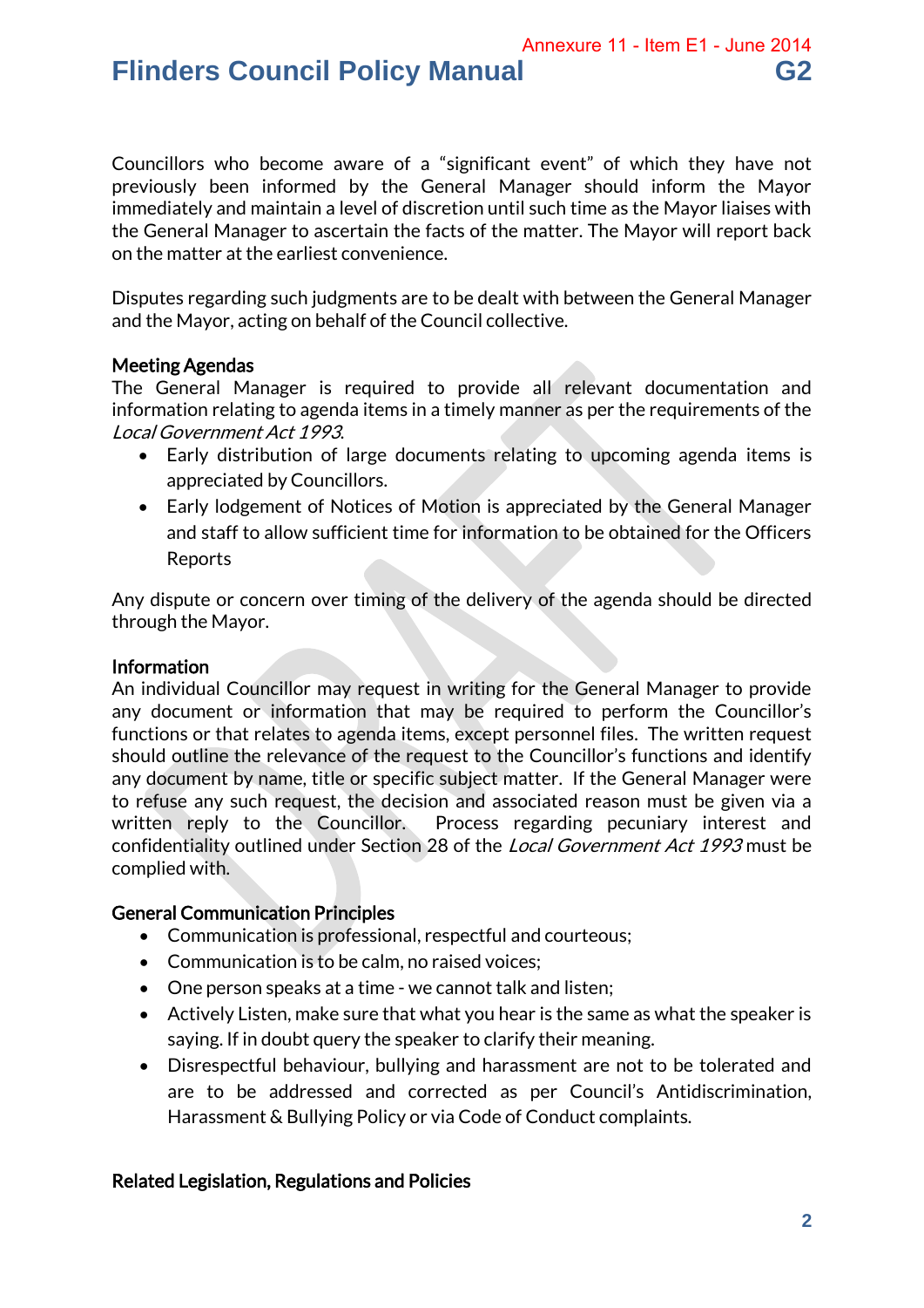Councillors who become aware of a "significant event" of which they have not previously been informed by the General Manager should inform the Mayor immediately and maintain a level of discretion until such time as the Mayor liaises with the General Manager to ascertain the facts of the matter. The Mayor will report back on the matter at the earliest convenience.

Disputes regarding such judgments are to be dealt with between the General Manager and the Mayor, acting on behalf of the Council collective.

**Meeting Agendas**

The General Manager is required to provide all relevant documentation and information relating to agenda items in a timely manner as per the requirements of the *Local Government Act 1993*.

- Early distribution of large documents relating to upcoming agenda items is appreciated by Councillors.
- Early lodgement of Notices of Motion is appreciated by the General Manager and staff to allow sufficient time for information to be obtained for the Officers Reports

Any dispute or concern over timing of the delivery of the agenda should be directed through the Mayor.

**Information**

An individual Councillor may request in writing for the General Manager to provide any document or information that may be required to perform the Councillor's functions or that relates to agenda items, except personnel files. The written request should outline the relevance of the request to the Councillor's functions and identify any document by name, title or specific subject matter. If the General Manager were to refuse any such request, the decision and associated reason must be given via a written reply to the Councillor. Process regarding pecuniary interest and confidentiality outlined under Section 28 of the *Local Government Act 1993* must be complied with.

**General Communication Principles**

- Communication is professional, respectful and courteous;
- Communication is to be calm, no raised voices;
- One person speaks at a time - we cannot talk and listen;
- Actively Listen, make sure that what you hear is the same as what the speaker is saying. If in doubt query the speaker to clarify their meaning.
- Disrespectful behaviour, bullying and harassment are not to be tolerated and are to be addressed and corrected as per Council's Antidiscrimination, Harassment & Bullying Policy or via Code of Conduct complaints.

**Related Legislation, Regulations and Policies**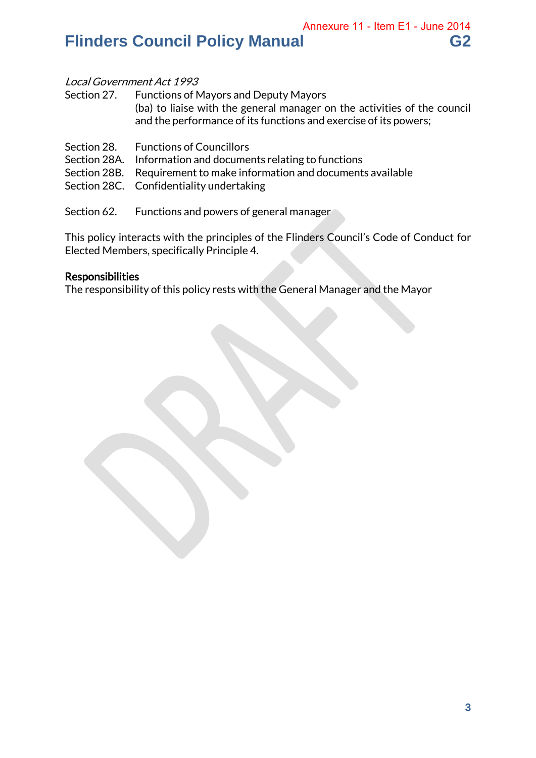*Local Government Act 1993*

Section 27. Functions of Mayors and Deputy Mayors
(ba) to liaise with the general manager on the activities of the council and the performance of its functions and exercise of its powers;

Section 28. Functions of Councillors
Section 28A. Information and documents relating to functions
Section 28B. Requirement to make information and documents available
Section 28C. Confidentiality undertaking

Section 62. Functions and powers of general manager

This policy interacts with the principles of the Flinders Council's Code of Conduct for Elected Members, specifically Principle 4.

**Responsibilities**

The responsibility of this policy rests with the General Manager and the Mayor